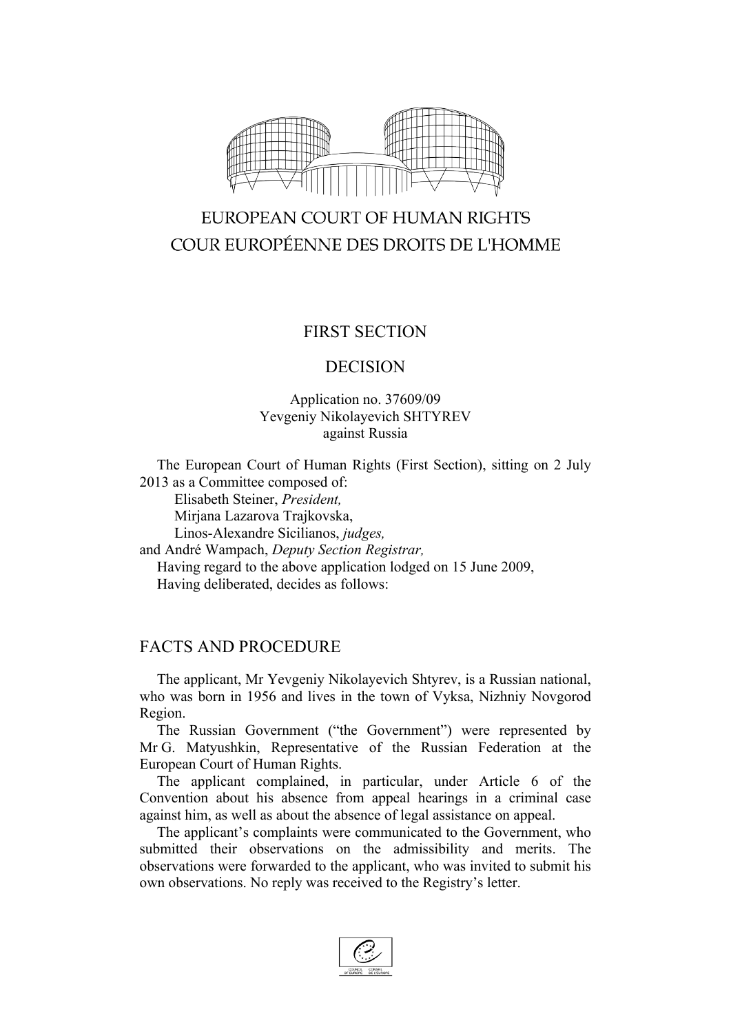EUROPEAN COURT OF HUMAN RIGHTS
COUR EUROPÉENNE DES DROITS DE L'HOMME

FIRST SECTION

DECISION

Application no. 37609/09
Yevgeniy Nikolayevich SHTYREV
against Russia

The European Court of Human Rights (First Section), sitting on 2 July 2013 as a Committee composed of:
Elisabeth Steiner, *President,*
Mirjana Lazarova Trajkovska,
Linos-Alexandre Sicilianos, *judges,*
and André Wampach, *Deputy Section Registrar,*
Having regard to the above application lodged on 15 June 2009,
Having deliberated, decides as follows:

## FACTS AND PROCEDURE

The applicant, Mr Yevgeniy Nikolayevich Shtyrev, is a Russian national, who was born in 1956 and lives in the town of Vyksa, Nizhniy Novgorod Region.

The Russian Government ("the Government") were represented by Mr G. Matyushkin, Representative of the Russian Federation at the European Court of Human Rights.

The applicant complained, in particular, under Article 6 of the Convention about his absence from appeal hearings in a criminal case against him, as well as about the absence of legal assistance on appeal.

The applicant's complaints were communicated to the Government, who submitted their observations on the admissibility and merits. The observations were forwarded to the applicant, who was invited to submit his own observations. No reply was received to the Registry's letter.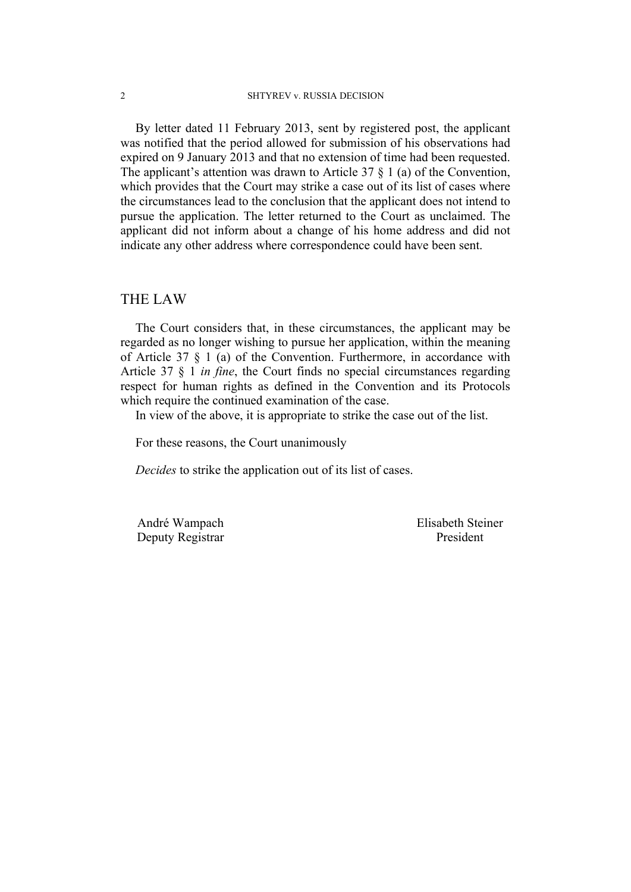By letter dated 11 February 2013, sent by registered post, the applicant was notified that the period allowed for submission of his observations had expired on 9 January 2013 and that no extension of time had been requested. The applicant's attention was drawn to Article 37 § 1 (a) of the Convention, which provides that the Court may strike a case out of its list of cases where the circumstances lead to the conclusion that the applicant does not intend to pursue the application. The letter returned to the Court as unclaimed. The applicant did not inform about a change of his home address and did not indicate any other address where correspondence could have been sent.

## THE LAW

The Court considers that, in these circumstances, the applicant may be regarded as no longer wishing to pursue her application, within the meaning of Article 37 § 1 (a) of the Convention. Furthermore, in accordance with Article 37 § 1 *in fine*, the Court finds no special circumstances regarding respect for human rights as defined in the Convention and its Protocols which require the continued examination of the case.

In view of the above, it is appropriate to strike the case out of the list.

For these reasons, the Court unanimously

*Decides* to strike the application out of its list of cases.

André Wampach
Deputy Registrar

Elisabeth Steiner
President